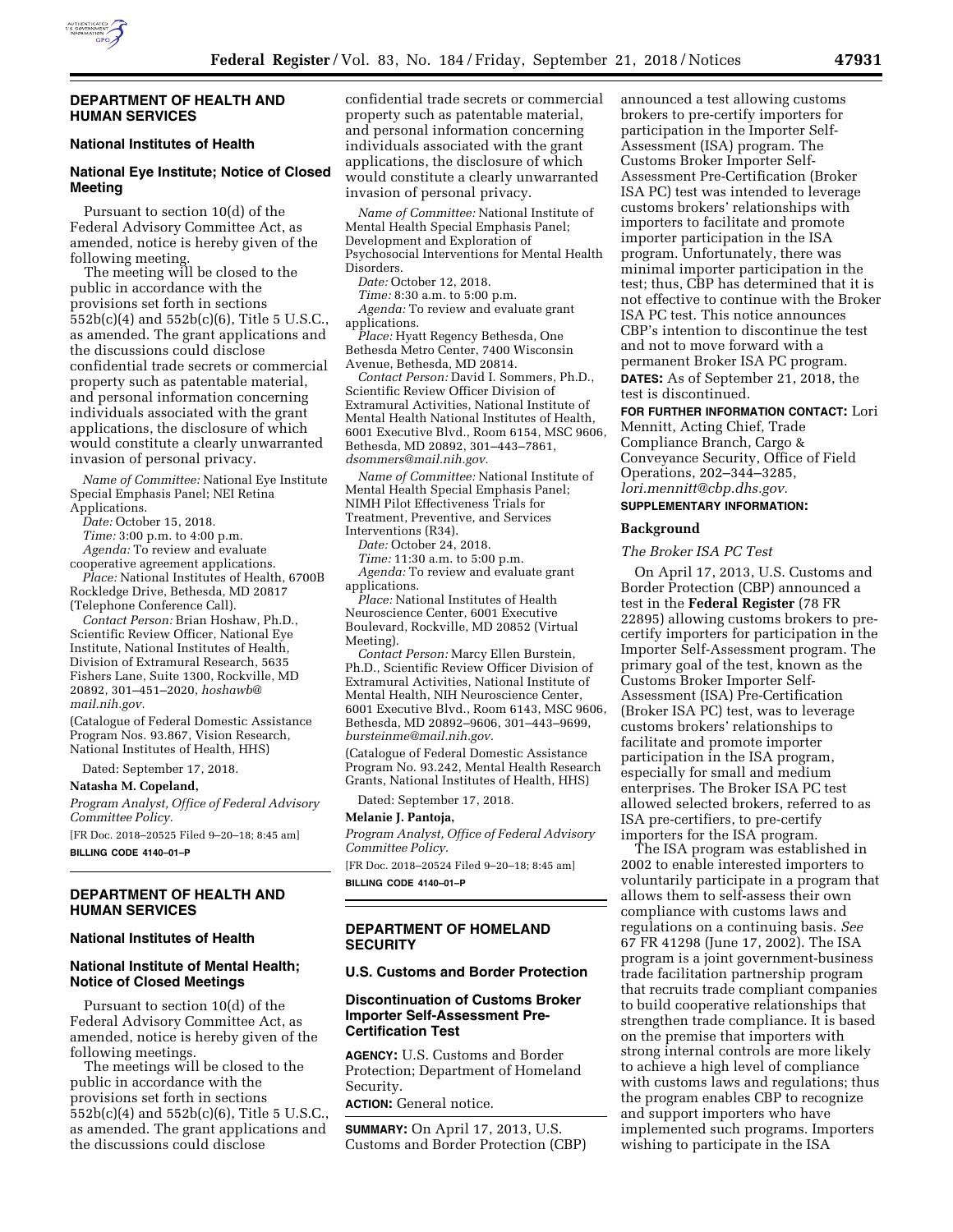## DEPARTMENT OF HEALTH AND HUMAN SERVICES

### National Institutes of Health

### National Eye Institute; Notice of Closed Meeting

Pursuant to section 10(d) of the Federal Advisory Committee Act, as amended, notice is hereby given of the following meeting.

The meeting will be closed to the public in accordance with the provisions set forth in sections 552b(c)(4) and 552b(c)(6), Title 5 U.S.C., as amended. The grant applications and the discussions could disclose confidential trade secrets or commercial property such as patentable material, and personal information concerning individuals associated with the grant applications, the disclosure of which would constitute a clearly unwarranted invasion of personal privacy.

*Name of Committee:* National Eye Institute Special Emphasis Panel; NEI Retina Applications.

*Date:* October 15, 2018.

*Time:* 3:00 p.m. to 4:00 p.m.

*Agenda:* To review and evaluate cooperative agreement applications.

*Place:* National Institutes of Health, 6700B Rockledge Drive, Bethesda, MD 20817 (Telephone Conference Call).

*Contact Person:* Brian Hoshaw, Ph.D., Scientific Review Officer, National Eye Institute, National Institutes of Health, Division of Extramural Research, 5635 Fishers Lane, Suite 1300, Rockville, MD 20892, 301–451–2020, *hoshawb@mail.nih.gov.*

(Catalogue of Federal Domestic Assistance Program Nos. 93.867, Vision Research, National Institutes of Health, HHS)

Dated: September 17, 2018.

**Natasha M. Copeland,**

*Program Analyst, Office of Federal Advisory Committee Policy.*

[FR Doc. 2018–20525 Filed 9–20–18; 8:45 am]

**BILLING CODE 4140–01–P**

## DEPARTMENT OF HEALTH AND HUMAN SERVICES

### National Institutes of Health

### National Institute of Mental Health; Notice of Closed Meetings

Pursuant to section 10(d) of the Federal Advisory Committee Act, as amended, notice is hereby given of the following meetings.

The meetings will be closed to the public in accordance with the provisions set forth in sections 552b(c)(4) and 552b(c)(6), Title 5 U.S.C., as amended. The grant applications and the discussions could disclose confidential trade secrets or commercial property such as patentable material, and personal information concerning individuals associated with the grant applications, the disclosure of which would constitute a clearly unwarranted invasion of personal privacy.

*Name of Committee:* National Institute of Mental Health Special Emphasis Panel; Development and Exploration of Psychosocial Interventions for Mental Health Disorders.

*Date:* October 12, 2018.

*Time:* 8:30 a.m. to 5:00 p.m.

*Agenda:* To review and evaluate grant applications.

*Place:* Hyatt Regency Bethesda, One Bethesda Metro Center, 7400 Wisconsin Avenue, Bethesda, MD 20814.

*Contact Person:* David I. Sommers, Ph.D., Scientific Review Officer Division of Extramural Activities, National Institute of Mental Health National Institutes of Health, 6001 Executive Blvd., Room 6154, MSC 9606, Bethesda, MD 20892, 301–443–7861, *dsommers@mail.nih.gov.*

*Name of Committee:* National Institute of Mental Health Special Emphasis Panel; NIMH Pilot Effectiveness Trials for Treatment, Preventive, and Services Interventions (R34).

*Date:* October 24, 2018.

*Time:* 11:30 a.m. to 5:00 p.m.

*Agenda:* To review and evaluate grant applications.

*Place:* National Institutes of Health Neuroscience Center, 6001 Executive Boulevard, Rockville, MD 20852 (Virtual Meeting).

*Contact Person:* Marcy Ellen Burstein, Ph.D., Scientific Review Officer Division of Extramural Activities, National Institute of Mental Health, NIH Neuroscience Center, 6001 Executive Blvd., Room 6143, MSC 9606, Bethesda, MD 20892–9606, 301–443–9699, *bursteinme@mail.nih.gov.*

(Catalogue of Federal Domestic Assistance Program No. 93.242, Mental Health Research Grants, National Institutes of Health, HHS)

Dated: September 17, 2018.

**Melanie J. Pantoja,**

*Program Analyst, Office of Federal Advisory Committee Policy.*

[FR Doc. 2018–20524 Filed 9–20–18; 8:45 am]

**BILLING CODE 4140–01–P**

## DEPARTMENT OF HOMELAND SECURITY

### U.S. Customs and Border Protection

### Discontinuation of Customs Broker Importer Self-Assessment Pre-Certification Test

**AGENCY:** U.S. Customs and Border Protection; Department of Homeland Security.

**ACTION:** General notice.

**SUMMARY:** On April 17, 2013, U.S. Customs and Border Protection (CBP) announced a test allowing customs brokers to pre-certify importers for participation in the Importer Self-Assessment (ISA) program. The Customs Broker Importer Self-Assessment Pre-Certification (Broker ISA PC) test was intended to leverage customs brokers' relationships with importers to facilitate and promote importer participation in the ISA program. Unfortunately, there was minimal importer participation in the test; thus, CBP has determined that it is not effective to continue with the Broker ISA PC test. This notice announces CBP's intention to discontinue the test and not to move forward with a permanent Broker ISA PC program.

**DATES:** As of September 21, 2018, the test is discontinued.

**FOR FURTHER INFORMATION CONTACT:** Lori Mennitt, Acting Chief, Trade Compliance Branch, Cargo & Conveyance Security, Office of Field Operations, 202–344–3285, *lori.mennitt@cbp.dhs.gov.*

**SUPPLEMENTARY INFORMATION:**

#### Background

*The Broker ISA PC Test*

On April 17, 2013, U.S. Customs and Border Protection (CBP) announced a test in the **Federal Register** (78 FR 22895) allowing customs brokers to pre-certify importers for participation in the Importer Self-Assessment program. The primary goal of the test, known as the Customs Broker Importer Self-Assessment (ISA) Pre-Certification (Broker ISA PC) test, was to leverage customs brokers' relationships to facilitate and promote importer participation in the ISA program, especially for small and medium enterprises. The Broker ISA PC test allowed selected brokers, referred to as ISA pre-certifiers, to pre-certify importers for the ISA program.

The ISA program was established in 2002 to enable interested importers to voluntarily participate in a program that allows them to self-assess their own compliance with customs laws and regulations on a continuing basis. *See* 67 FR 41298 (June 17, 2002). The ISA program is a joint government-business trade facilitation partnership program that recruits trade compliant companies to build cooperative relationships that strengthen trade compliance. It is based on the premise that importers with strong internal controls are more likely to achieve a high level of compliance with customs laws and regulations; thus the program enables CBP to recognize and support importers who have implemented such programs. Importers wishing to participate in the ISA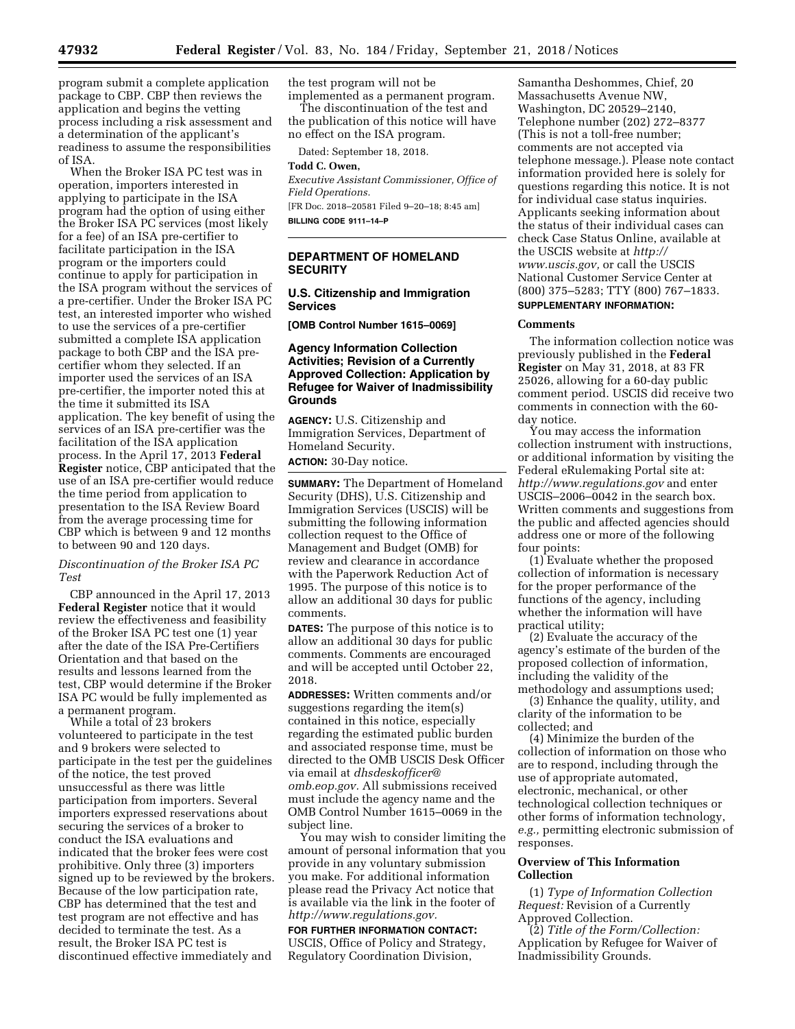program submit a complete application package to CBP. CBP then reviews the application and begins the vetting process including a risk assessment and a determination of the applicant's readiness to assume the responsibilities of ISA.

When the Broker ISA PC test was in operation, importers interested in applying to participate in the ISA program had the option of using either the Broker ISA PC services (most likely for a fee) of an ISA pre-certifier to facilitate participation in the ISA program or the importers could continue to apply for participation in the ISA program without the services of a pre-certifier. Under the Broker ISA PC test, an interested importer who wished to use the services of a pre-certifier submitted a complete ISA application package to both CBP and the ISA pre-certifier whom they selected. If an importer used the services of an ISA pre-certifier, the importer noted this at the time it submitted its ISA application. The key benefit of using the services of an ISA pre-certifier was the facilitation of the ISA application process. In the April 17, 2013 **Federal Register** notice, CBP anticipated that the use of an ISA pre-certifier would reduce the time period from application to presentation to the ISA Review Board from the average processing time for CBP which is between 9 and 12 months to between 90 and 120 days.

*Discontinuation of the Broker ISA PC Test*

CBP announced in the April 17, 2013 **Federal Register** notice that it would review the effectiveness and feasibility of the Broker ISA PC test one (1) year after the date of the ISA Pre-Certifiers Orientation and that based on the results and lessons learned from the test, CBP would determine if the Broker ISA PC would be fully implemented as a permanent program.

While a total of 23 brokers volunteered to participate in the test and 9 brokers were selected to participate in the test per the guidelines of the notice, the test proved unsuccessful as there was little participation from importers. Several importers expressed reservations about securing the services of a broker to conduct the ISA evaluations and indicated that the broker fees were cost prohibitive. Only three (3) importers signed up to be reviewed by the brokers. Because of the low participation rate, CBP has determined that the test and test program are not effective and has decided to terminate the test. As a result, the Broker ISA PC test is discontinued effective immediately and the test program will not be implemented as a permanent program.

The discontinuation of the test and the publication of this notice will have no effect on the ISA program.

Dated: September 18, 2018.

**Todd C. Owen,**

*Executive Assistant Commissioner, Office of Field Operations.*

[FR Doc. 2018–20581 Filed 9–20–18; 8:45 am]

**BILLING CODE 9111–14–P**

---

## DEPARTMENT OF HOMELAND SECURITY

### U.S. Citizenship and Immigration Services

**[OMB Control Number 1615–0069]**

### Agency Information Collection Activities; Revision of a Currently Approved Collection: Application by Refugee for Waiver of Inadmissibility Grounds

**AGENCY:** U.S. Citizenship and Immigration Services, Department of Homeland Security.

**ACTION:** 30-Day notice.

**SUMMARY:** The Department of Homeland Security (DHS), U.S. Citizenship and Immigration Services (USCIS) will be submitting the following information collection request to the Office of Management and Budget (OMB) for review and clearance in accordance with the Paperwork Reduction Act of 1995. The purpose of this notice is to allow an additional 30 days for public comments.

**DATES:** The purpose of this notice is to allow an additional 30 days for public comments. Comments are encouraged and will be accepted until October 22, 2018.

**ADDRESSES:** Written comments and/or suggestions regarding the item(s) contained in this notice, especially regarding the estimated public burden and associated response time, must be directed to the OMB USCIS Desk Officer via email at *dhsdeskofficer@omb.eop.gov.* All submissions received must include the agency name and the OMB Control Number 1615–0069 in the subject line.

You may wish to consider limiting the amount of personal information that you provide in any voluntary submission you make. For additional information please read the Privacy Act notice that is available via the link in the footer of *http://www.regulations.gov.*

**FOR FURTHER INFORMATION CONTACT:** USCIS, Office of Policy and Strategy, Regulatory Coordination Division, Samantha Deshommes, Chief, 20 Massachusetts Avenue NW, Washington, DC 20529–2140, Telephone number (202) 272–8377 (This is not a toll-free number; comments are not accepted via telephone message.). Please note contact information provided here is solely for questions regarding this notice. It is not for individual case status inquiries. Applicants seeking information about the status of their individual cases can check Case Status Online, available at the USCIS website at *http://www.uscis.gov,* or call the USCIS National Customer Service Center at (800) 375–5283; TTY (800) 767–1833.

**SUPPLEMENTARY INFORMATION:**

**Comments**

The information collection notice was previously published in the **Federal Register** on May 31, 2018, at 83 FR 25026, allowing for a 60-day public comment period. USCIS did receive two comments in connection with the 60-day notice.

You may access the information collection instrument with instructions, or additional information by visiting the Federal eRulemaking Portal site at: *http://www.regulations.gov* and enter USCIS–2006–0042 in the search box. Written comments and suggestions from the public and affected agencies should address one or more of the following four points:

(1) Evaluate whether the proposed collection of information is necessary for the proper performance of the functions of the agency, including whether the information will have practical utility;

(2) Evaluate the accuracy of the agency's estimate of the burden of the proposed collection of information, including the validity of the methodology and assumptions used;

(3) Enhance the quality, utility, and clarity of the information to be collected; and

(4) Minimize the burden of the collection of information on those who are to respond, including through the use of appropriate automated, electronic, mechanical, or other technological collection techniques or other forms of information technology, *e.g.,* permitting electronic submission of responses.

**Overview of This Information Collection**

(1) *Type of Information Collection Request:* Revision of a Currently Approved Collection.

(2) *Title of the Form/Collection:* Application by Refugee for Waiver of Inadmissibility Grounds.